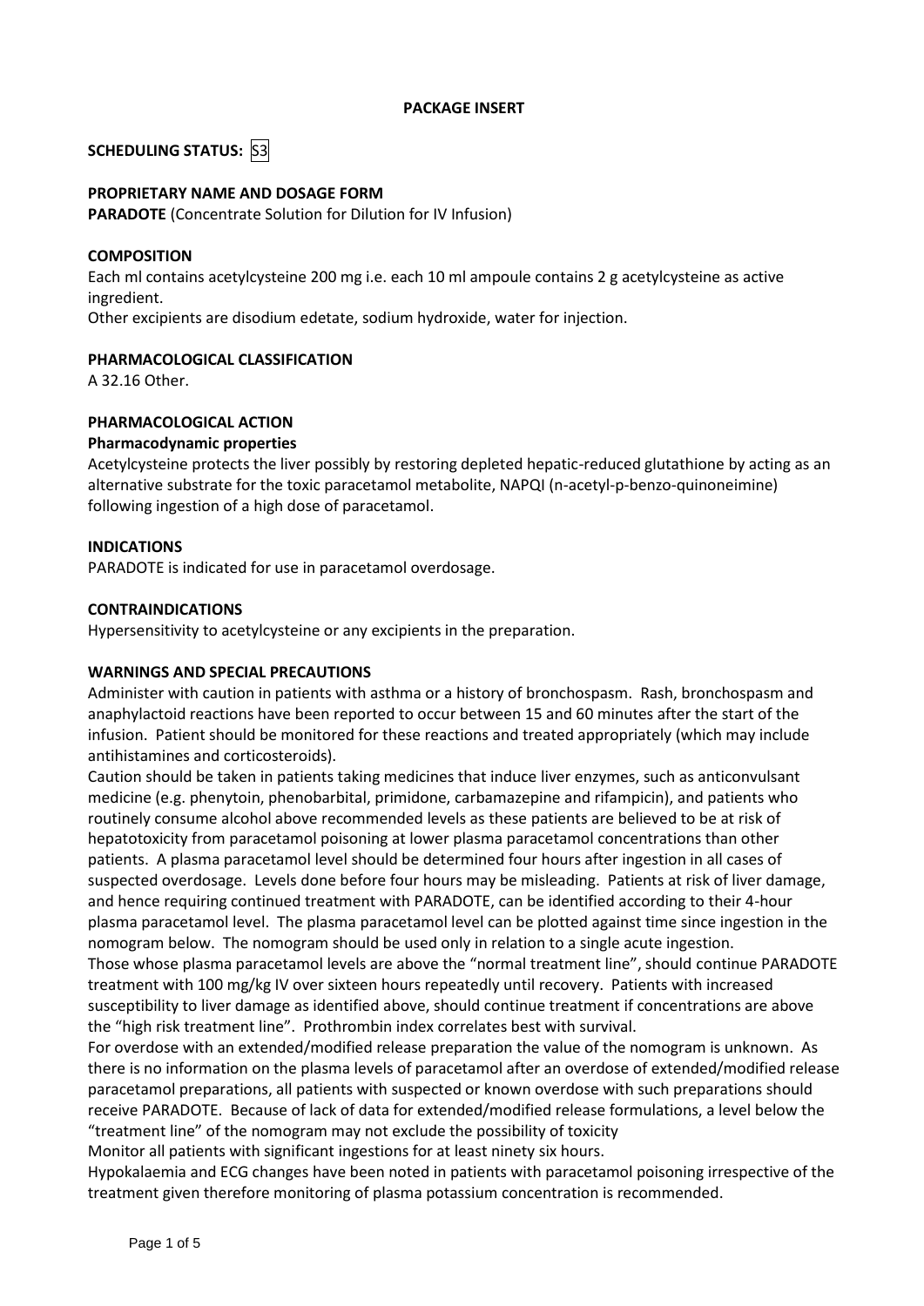**PACKAGE INSERT**

**SCHEDULING STATUS:** S3

**PROPRIETARY NAME AND DOSAGE FORM**

**PARADOTE** (Concentrate Solution for Dilution for IV Infusion)

**COMPOSITION**

Each ml contains acetylcysteine 200 mg i.e. each 10 ml ampoule contains 2 g acetylcysteine as active ingredient.

Other excipients are disodium edetate, sodium hydroxide, water for injection.

**PHARMACOLOGICAL CLASSIFICATION**

A 32.16 Other.

**PHARMACOLOGICAL ACTION**

**Pharmacodynamic properties**

Acetylcysteine protects the liver possibly by restoring depleted hepatic-reduced glutathione by acting as an alternative substrate for the toxic paracetamol metabolite, NAPQI (n-acetyl-p-benzo-quinoneimine) following ingestion of a high dose of paracetamol.

**INDICATIONS**

PARADOTE is indicated for use in paracetamol overdosage.

**CONTRAINDICATIONS**

Hypersensitivity to acetylcysteine or any excipients in the preparation.

**WARNINGS AND SPECIAL PRECAUTIONS**

Administer with caution in patients with asthma or a history of bronchospasm. Rash, bronchospasm and anaphylactoid reactions have been reported to occur between 15 and 60 minutes after the start of the infusion. Patient should be monitored for these reactions and treated appropriately (which may include antihistamines and corticosteroids).

Caution should be taken in patients taking medicines that induce liver enzymes, such as anticonvulsant medicine (e.g. phenytoin, phenobarbital, primidone, carbamazepine and rifampicin), and patients who routinely consume alcohol above recommended levels as these patients are believed to be at risk of hepatotoxicity from paracetamol poisoning at lower plasma paracetamol concentrations than other patients. A plasma paracetamol level should be determined four hours after ingestion in all cases of suspected overdosage. Levels done before four hours may be misleading. Patients at risk of liver damage, and hence requiring continued treatment with PARADOTE, can be identified according to their 4-hour plasma paracetamol level. The plasma paracetamol level can be plotted against time since ingestion in the nomogram below. The nomogram should be used only in relation to a single acute ingestion.

Those whose plasma paracetamol levels are above the "normal treatment line", should continue PARADOTE treatment with 100 mg/kg IV over sixteen hours repeatedly until recovery. Patients with increased susceptibility to liver damage as identified above, should continue treatment if concentrations are above the "high risk treatment line". Prothrombin index correlates best with survival.

For overdose with an extended/modified release preparation the value of the nomogram is unknown. As there is no information on the plasma levels of paracetamol after an overdose of extended/modified release paracetamol preparations, all patients with suspected or known overdose with such preparations should receive PARADOTE. Because of lack of data for extended/modified release formulations, a level below the "treatment line" of the nomogram may not exclude the possibility of toxicity

Monitor all patients with significant ingestions for at least ninety six hours.

Hypokalaemia and ECG changes have been noted in patients with paracetamol poisoning irrespective of the treatment given therefore monitoring of plasma potassium concentration is recommended.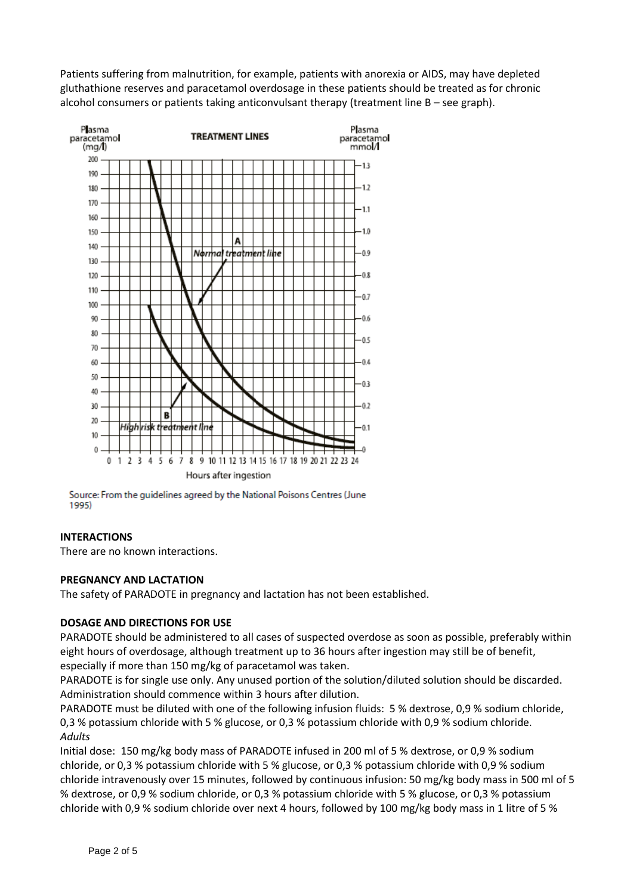Patients suffering from malnutrition, for example, patients with anorexia or AIDS, may have depleted gluthathione reserves and paracetamol overdosage in these patients should be treated as for chronic alcohol consumers or patients taking anticonvulsant therapy (treatment line B – see graph).

Source: From the guidelines agreed by the National Poisons Centres (June 1995)

**INTERACTIONS**

There are no known interactions.

**PREGNANCY AND LACTATION**

The safety of PARADOTE in pregnancy and lactation has not been established.

**DOSAGE AND DIRECTIONS FOR USE**

PARADOTE should be administered to all cases of suspected overdose as soon as possible, preferably within eight hours of overdosage, although treatment up to 36 hours after ingestion may still be of benefit, especially if more than 150 mg/kg of paracetamol was taken.

PARADOTE is for single use only. Any unused portion of the solution/diluted solution should be discarded. Administration should commence within 3 hours after dilution.

PARADOTE must be diluted with one of the following infusion fluids: 5 % dextrose, 0,9 % sodium chloride, 0,3 % potassium chloride with 5 % glucose, or 0,3 % potassium chloride with 0,9 % sodium chloride.

*Adults*

Initial dose: 150 mg/kg body mass of PARADOTE infused in 200 ml of 5 % dextrose, or 0,9 % sodium chloride, or 0,3 % potassium chloride with 5 % glucose, or 0,3 % potassium chloride with 0,9 % sodium chloride intravenously over 15 minutes, followed by continuous infusion: 50 mg/kg body mass in 500 ml of 5 % dextrose, or 0,9 % sodium chloride, or 0,3 % potassium chloride with 5 % glucose, or 0,3 % potassium chloride with 0,9 % sodium chloride over next 4 hours, followed by 100 mg/kg body mass in 1 litre of 5 %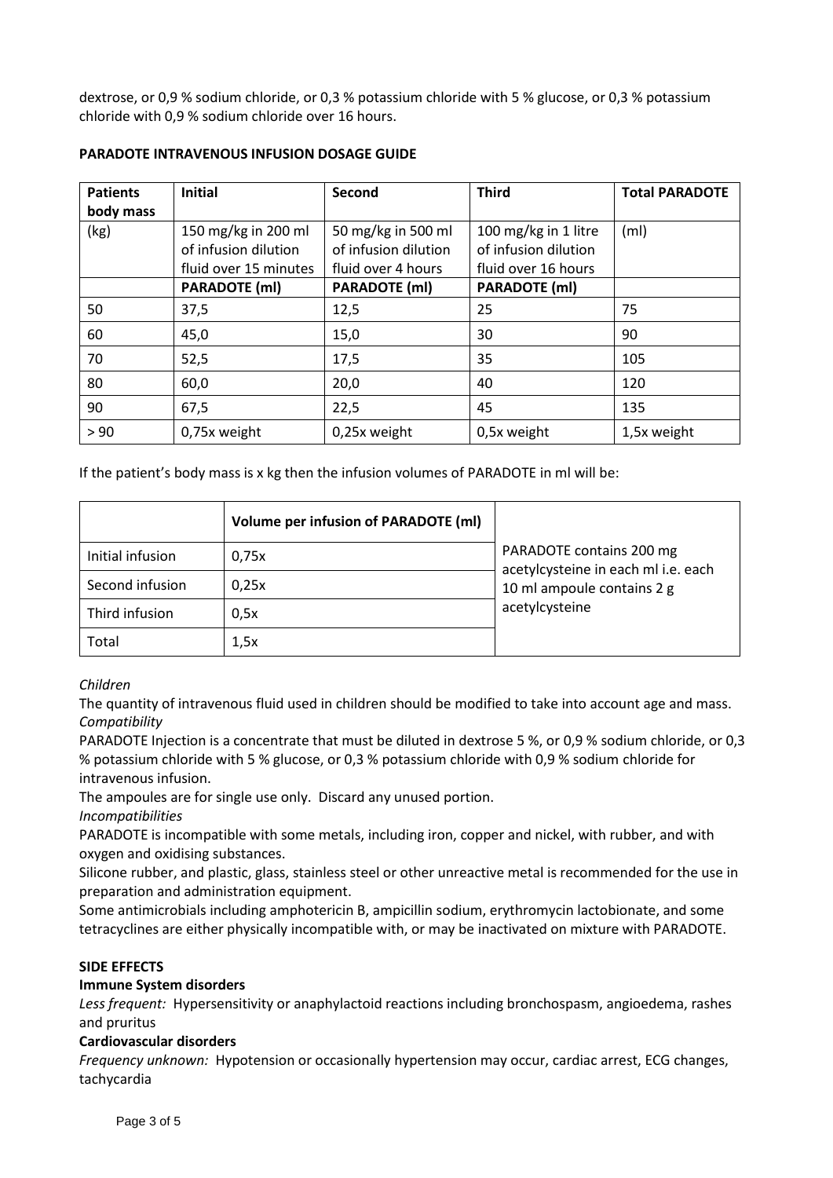dextrose, or 0,9 % sodium chloride, or 0,3 % potassium chloride with 5 % glucose, or 0,3 % potassium chloride with 0,9 % sodium chloride over 16 hours.

**PARADOTE INTRAVENOUS INFUSION DOSAGE GUIDE**

| **Patients body mass** | **Initial** | **Second** | **Third** | **Total PARADOTE** |
|---|---|---|---|---|
| (kg) | 150 mg/kg in 200 ml of infusion dilution fluid over 15 minutes | 50 mg/kg in 500 ml of infusion dilution fluid over 4 hours | 100 mg/kg in 1 litre of infusion dilution fluid over 16 hours | (ml) |
| | **PARADOTE (ml)** | **PARADOTE (ml)** | **PARADOTE (ml)** | |
| 50 | 37,5 | 12,5 | 25 | 75 |
| 60 | 45,0 | 15,0 | 30 | 90 |
| 70 | 52,5 | 17,5 | 35 | 105 |
| 80 | 60,0 | 20,0 | 40 | 120 |
| 90 | 67,5 | 22,5 | 45 | 135 |
| > 90 | 0,75x weight | 0,25x weight | 0,5x weight | 1,5x weight |

If the patient's body mass is x kg then the infusion volumes of PARADOTE in ml will be:

| | **Volume per infusion of PARADOTE (ml)** | |
|---|---|---|
| Initial infusion | 0,75x | PARADOTE contains 200 mg acetylcysteine in each ml i.e. each 10 ml ampoule contains 2 g acetylcysteine |
| Second infusion | 0,25x | |
| Third infusion | 0,5x | |
| Total | 1,5x | |

*Children*

The quantity of intravenous fluid used in children should be modified to take into account age and mass.

*Compatibility*

PARADOTE Injection is a concentrate that must be diluted in dextrose 5 %, or 0,9 % sodium chloride, or 0,3 % potassium chloride with 5 % glucose, or 0,3 % potassium chloride with 0,9 % sodium chloride for intravenous infusion.

The ampoules are for single use only. Discard any unused portion.

*Incompatibilities*

PARADOTE is incompatible with some metals, including iron, copper and nickel, with rubber, and with oxygen and oxidising substances.

Silicone rubber, and plastic, glass, stainless steel or other unreactive metal is recommended for the use in preparation and administration equipment.

Some antimicrobials including amphotericin B, ampicillin sodium, erythromycin lactobionate, and some tetracyclines are either physically incompatible with, or may be inactivated on mixture with PARADOTE.

**SIDE EFFECTS**

**Immune System disorders**

*Less frequent:* Hypersensitivity or anaphylactoid reactions including bronchospasm, angioedema, rashes and pruritus

**Cardiovascular disorders**

*Frequency unknown:* Hypotension or occasionally hypertension may occur, cardiac arrest, ECG changes, tachycardia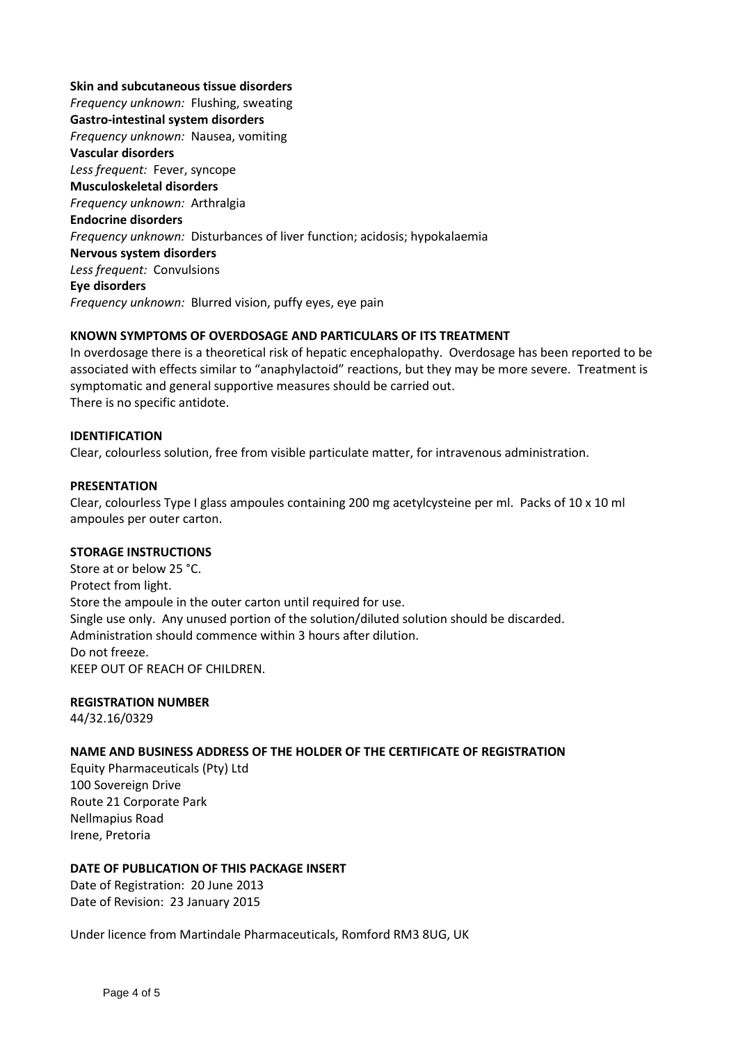**Skin and subcutaneous tissue disorders**
*Frequency unknown:* Flushing, sweating
**Gastro-intestinal system disorders**
*Frequency unknown:* Nausea, vomiting
**Vascular disorders**
*Less frequent:* Fever, syncope
**Musculoskeletal disorders**
*Frequency unknown:* Arthralgia
**Endocrine disorders**
*Frequency unknown:* Disturbances of liver function; acidosis; hypokalaemia
**Nervous system disorders**
*Less frequent:* Convulsions
**Eye disorders**
*Frequency unknown:* Blurred vision, puffy eyes, eye pain

## KNOWN SYMPTOMS OF OVERDOSAGE AND PARTICULARS OF ITS TREATMENT

In overdosage there is a theoretical risk of hepatic encephalopathy. Overdosage has been reported to be associated with effects similar to "anaphylactoid" reactions, but they may be more severe. Treatment is symptomatic and general supportive measures should be carried out.
There is no specific antidote.

## IDENTIFICATION

Clear, colourless solution, free from visible particulate matter, for intravenous administration.

## PRESENTATION

Clear, colourless Type I glass ampoules containing 200 mg acetylcysteine per ml. Packs of 10 x 10 ml ampoules per outer carton.

## STORAGE INSTRUCTIONS

Store at or below 25 °C.
Protect from light.
Store the ampoule in the outer carton until required for use.
Single use only. Any unused portion of the solution/diluted solution should be discarded.
Administration should commence within 3 hours after dilution.
Do not freeze.
KEEP OUT OF REACH OF CHILDREN.

## REGISTRATION NUMBER

44/32.16/0329

## NAME AND BUSINESS ADDRESS OF THE HOLDER OF THE CERTIFICATE OF REGISTRATION

Equity Pharmaceuticals (Pty) Ltd
100 Sovereign Drive
Route 21 Corporate Park
Nellmapius Road
Irene, Pretoria

## DATE OF PUBLICATION OF THIS PACKAGE INSERT

Date of Registration: 20 June 2013
Date of Revision: 23 January 2015

Under licence from Martindale Pharmaceuticals, Romford RM3 8UG, UK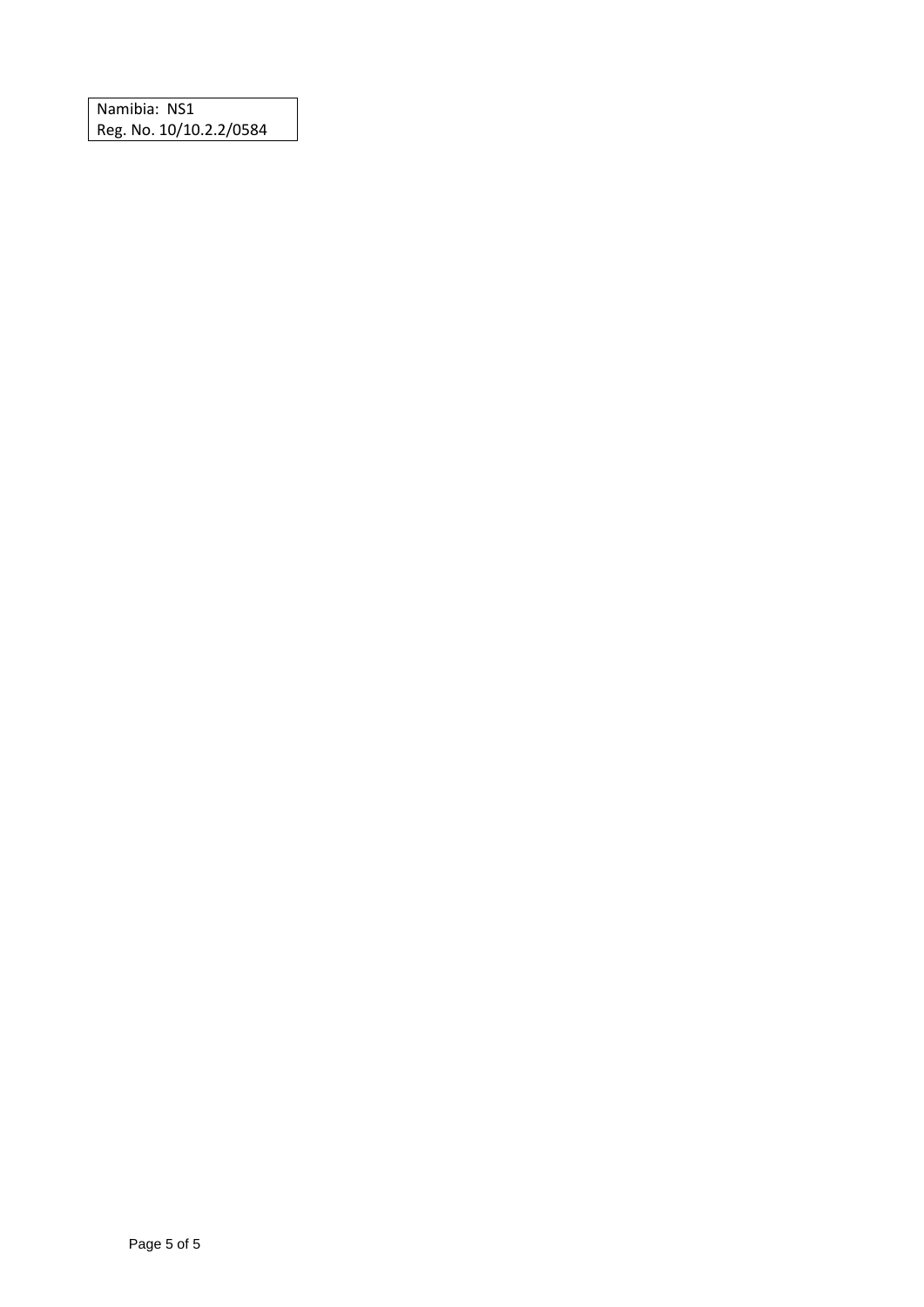Namibia: NS1
Reg. No. 10/10.2.2/0584